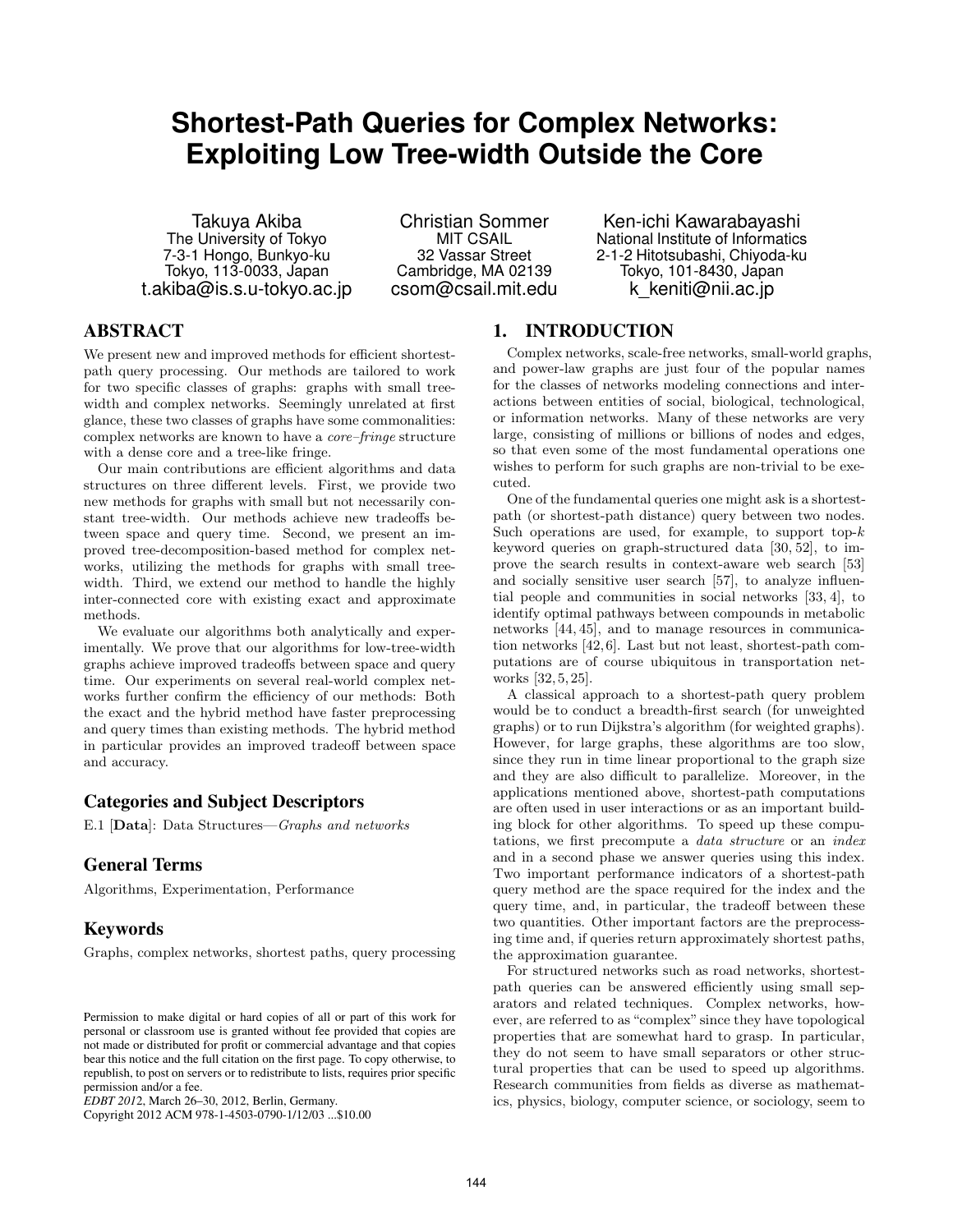# Shortest-Path Queries for Complex Networks: Exploiting Low Tree-width Outside the Core

Takuya Akiba
The University of Tokyo
7-3-1 Hongo, Bunkyo-ku
Tokyo, 113-0033, Japan
t.akiba@is.s.u-tokyo.ac.jp

Christian Sommer
MIT CSAIL
32 Vassar Street
Cambridge, MA 02139
csom@csail.mit.edu

Ken-ichi Kawarabayashi
National Institute of Informatics
2-1-2 Hitotsubashi, Chiyoda-ku
Tokyo, 101-8430, Japan
k_keniti@nii.ac.jp

## ABSTRACT

We present new and improved methods for efficient shortest-path query processing. Our methods are tailored to work for two specific classes of graphs: graphs with small tree-width and complex networks. Seemingly unrelated at first glance, these two classes of graphs have some commonalities: complex networks are known to have a *core–fringe* structure with a dense core and a tree-like fringe.

Our main contributions are efficient algorithms and data structures on three different levels. First, we provide two new methods for graphs with small but not necessarily constant tree-width. Our methods achieve new tradeoffs between space and query time. Second, we present an improved tree-decomposition-based method for complex networks, utilizing the methods for graphs with small tree-width. Third, we extend our method to handle the highly inter-connected core with existing exact and approximate methods.

We evaluate our algorithms both analytically and experimentally. We prove that our algorithms for low-tree-width graphs achieve improved tradeoffs between space and query time. Our experiments on several real-world complex networks further confirm the efficiency of our methods: Both the exact and the hybrid method have faster preprocessing and query times than existing methods. The hybrid method in particular provides an improved tradeoff between space and accuracy.

### Categories and Subject Descriptors

E.1 [**Data**]: Data Structures—*Graphs and networks*

### General Terms

Algorithms, Experimentation, Performance

### Keywords

Graphs, complex networks, shortest paths, query processing

Permission to make digital or hard copies of all or part of this work for personal or classroom use is granted without fee provided that copies are not made or distributed for profit or commercial advantage and that copies bear this notice and the full citation on the first page. To copy otherwise, to republish, to post on servers or to redistribute to lists, requires prior specific permission and/or a fee.
*EDBT 2012*, March 26–30, 2012, Berlin, Germany.
Copyright 2012 ACM 978-1-4503-0790-1/12/03 ...$10.00

## 1. INTRODUCTION

Complex networks, scale-free networks, small-world graphs, and power-law graphs are just four of the popular names for the classes of networks modeling connections and interactions between entities of social, biological, technological, or information networks. Many of these networks are very large, consisting of millions or billions of nodes and edges, so that even some of the most fundamental operations one wishes to perform for such graphs are non-trivial to be executed.

One of the fundamental queries one might ask is a shortest-path (or shortest-path distance) query between two nodes. Such operations are used, for example, to support top-$k$ keyword queries on graph-structured data [30, 52], to improve the search results in context-aware web search [53] and socially sensitive user search [57], to analyze influential people and communities in social networks [33, 4], to identify optimal pathways between compounds in metabolic networks [44, 45], and to manage resources in communication networks [42, 6]. Last but not least, shortest-path computations are of course ubiquitous in transportation networks [32, 5, 25].

A classical approach to a shortest-path query problem would be to conduct a breadth-first search (for unweighted graphs) or to run Dijkstra's algorithm (for weighted graphs). However, for large graphs, these algorithms are too slow, since they run in time linear proportional to the graph size and they are also difficult to parallelize. Moreover, in the applications mentioned above, shortest-path computations are often used in user interactions or as an important building block for other algorithms. To speed up these computations, we first precompute a *data structure* or an *index* and in a second phase we answer queries using this index. Two important performance indicators of a shortest-path query method are the space required for the index and the query time, and, in particular, the tradeoff between these two quantities. Other important factors are the preprocessing time and, if queries return approximately shortest paths, the approximation guarantee.

For structured networks such as road networks, shortest-path queries can be answered efficiently using small separators and related techniques. Complex networks, however, are referred to as "complex" since they have topological properties that are somewhat hard to grasp. In particular, they do not seem to have small separators or other structural properties that can be used to speed up algorithms. Research communities from fields as diverse as mathematics, physics, biology, computer science, or sociology, seem to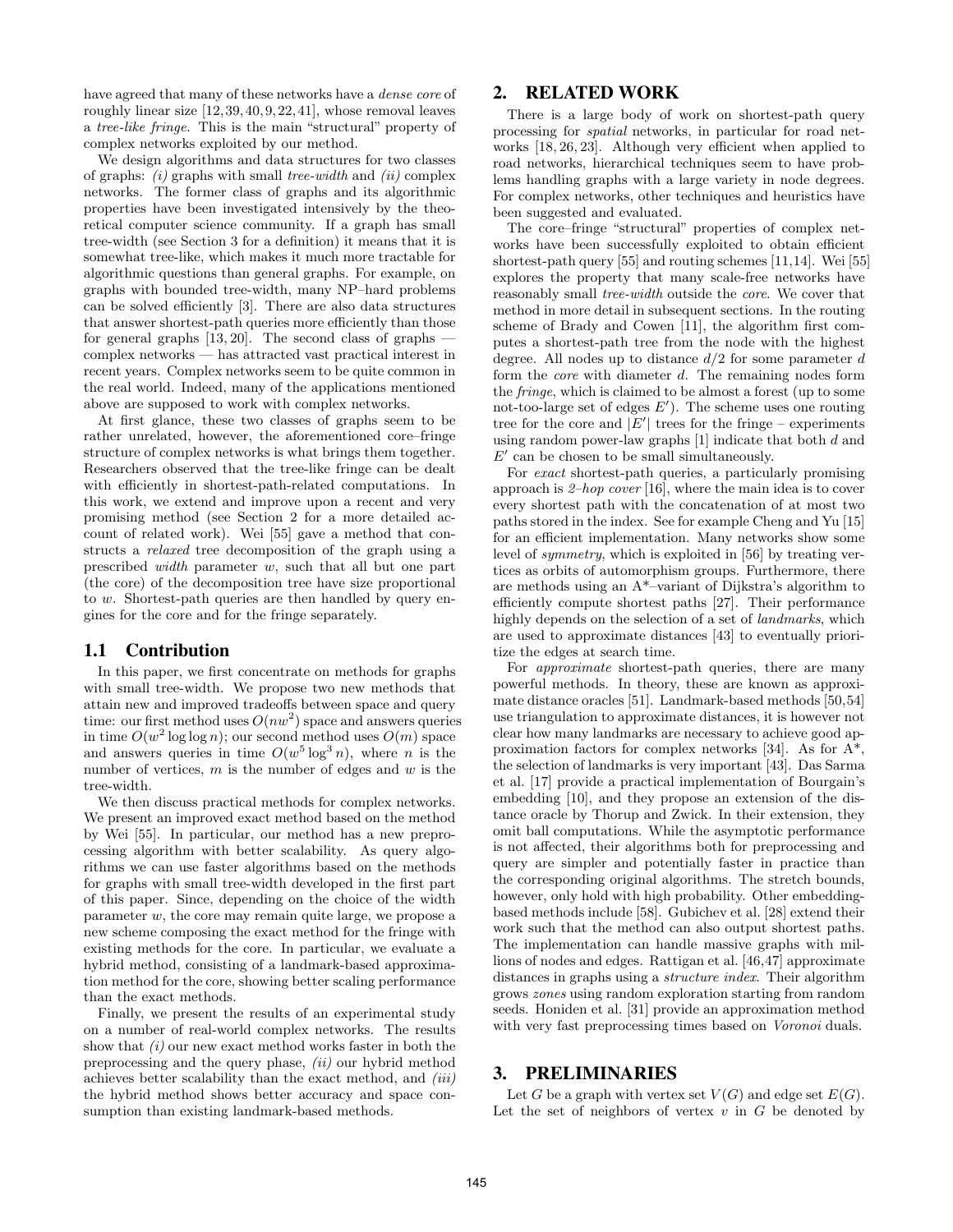have agreed that many of these networks have a *dense core* of roughly linear size [12, 39, 40, 9, 22, 41], whose removal leaves a *tree-like fringe*. This is the main "structural" property of complex networks exploited by our method.

We design algorithms and data structures for two classes of graphs: *(i)* graphs with small *tree-width* and *(ii)* complex networks. The former class of graphs and its algorithmic properties have been investigated intensively by the theoretical computer science community. If a graph has small tree-width (see Section 3 for a definition) it means that it is somewhat tree-like, which makes it much more tractable for algorithmic questions than general graphs. For example, on graphs with bounded tree-width, many NP–hard problems can be solved efficiently [3]. There are also data structures that answer shortest-path queries more efficiently than those for general graphs [13, 20]. The second class of graphs — complex networks — has attracted vast practical interest in recent years. Complex networks seem to be quite common in the real world. Indeed, many of the applications mentioned above are supposed to work with complex networks.

At first glance, these two classes of graphs seem to be rather unrelated, however, the aforementioned core–fringe structure of complex networks is what brings them together. Researchers observed that the tree-like fringe can be dealt with efficiently in shortest-path-related computations. In this work, we extend and improve upon a recent and very promising method (see Section 2 for a more detailed account of related work). Wei [55] gave a method that constructs a *relaxed* tree decomposition of the graph using a prescribed *width* parameter $w$, such that all but one part (the core) of the decomposition tree have size proportional to $w$. Shortest-path queries are then handled by query engines for the core and for the fringe separately.

## 1.1 Contribution

In this paper, we first concentrate on methods for graphs with small tree-width. We propose two new methods that attain new and improved tradeoffs between space and query time: our first method uses $O(nw^2)$ space and answers queries in time $O(w^2 \log \log n)$; our second method uses $O(m)$ space and answers queries in time $O(w^5 \log^3 n)$, where $n$ is the number of vertices, $m$ is the number of edges and $w$ is the tree-width.

We then discuss practical methods for complex networks. We present an improved exact method based on the method by Wei [55]. In particular, our method has a new preprocessing algorithm with better scalability. As query algorithms we can use faster algorithms based on the methods for graphs with small tree-width developed in the first part of this paper. Since, depending on the choice of the width parameter $w$, the core may remain quite large, we propose a new scheme composing the exact method for the fringe with existing methods for the core. In particular, we evaluate a hybrid method, consisting of a landmark-based approximation method for the core, showing better scaling performance than the exact methods.

Finally, we present the results of an experimental study on a number of real-world complex networks. The results show that *(i)* our new exact method works faster in both the preprocessing and the query phase, *(ii)* our hybrid method achieves better scalability than the exact method, and *(iii)* the hybrid method shows better accuracy and space consumption than existing landmark-based methods.

# 2. RELATED WORK

There is a large body of work on shortest-path query processing for *spatial* networks, in particular for road networks [18, 26, 23]. Although very efficient when applied to road networks, hierarchical techniques seem to have problems handling graphs with a large variety in node degrees. For complex networks, other techniques and heuristics have been suggested and evaluated.

The core–fringe "structural" properties of complex networks have been successfully exploited to obtain efficient shortest-path query [55] and routing schemes [11, 14]. Wei [55] explores the property that many scale-free networks have reasonably small *tree-width* outside the *core*. We cover that method in more detail in subsequent sections. In the routing scheme of Brady and Cowen [11], the algorithm first computes a shortest-path tree from the node with the highest degree. All nodes up to distance $d/2$ for some parameter $d$ form the *core* with diameter $d$. The remaining nodes form the *fringe*, which is claimed to be almost a forest (up to some not-too-large set of edges $E'$). The scheme uses one routing tree for the core and $|E'|$ trees for the fringe – experiments using random power-law graphs [1] indicate that both $d$ and $E'$ can be chosen to be small simultaneously.

For *exact* shortest-path queries, a particularly promising approach is *2–hop cover* [16], where the main idea is to cover every shortest path with the concatenation of at most two paths stored in the index. See for example Cheng and Yu [15] for an efficient implementation. Many networks show some level of *symmetry*, which is exploited in [56] by treating vertices as orbits of automorphism groups. Furthermore, there are methods using an A*–variant of Dijkstra's algorithm to efficiently compute shortest paths [27]. Their performance highly depends on the selection of a set of *landmarks*, which are used to approximate distances [43] to eventually prioritize the edges at search time.

For *approximate* shortest-path queries, there are many powerful methods. In theory, these are known as approximate distance oracles [51]. Landmark-based methods [50, 54] use triangulation to approximate distances, it is however not clear how many landmarks are necessary to achieve good approximation factors for complex networks [34]. As for A*, the selection of landmarks is very important [43]. Das Sarma et al. [17] provide a practical implementation of Bourgain's embedding [10], and they propose an extension of the distance oracle by Thorup and Zwick. In their extension, they omit ball computations. While the asymptotic performance is not affected, their algorithms both for preprocessing and query are simpler and potentially faster in practice than the corresponding original algorithms. The stretch bounds, however, only hold with high probability. Other embedding-based methods include [58]. Gubichev et al. [28] extend their work such that the method can also output shortest paths. The implementation can handle massive graphs with millions of nodes and edges. Rattigan et al. [46, 47] approximate distances in graphs using a *structure index*. Their algorithm grows *zones* using random exploration starting from random seeds. Honiden et al. [31] provide an approximation method with very fast preprocessing times based on *Voronoi* duals.

# 3. PRELIMINARIES

Let $G$ be a graph with vertex set $V(G)$ and edge set $E(G)$. Let the set of neighbors of vertex $v$ in $G$ be denoted by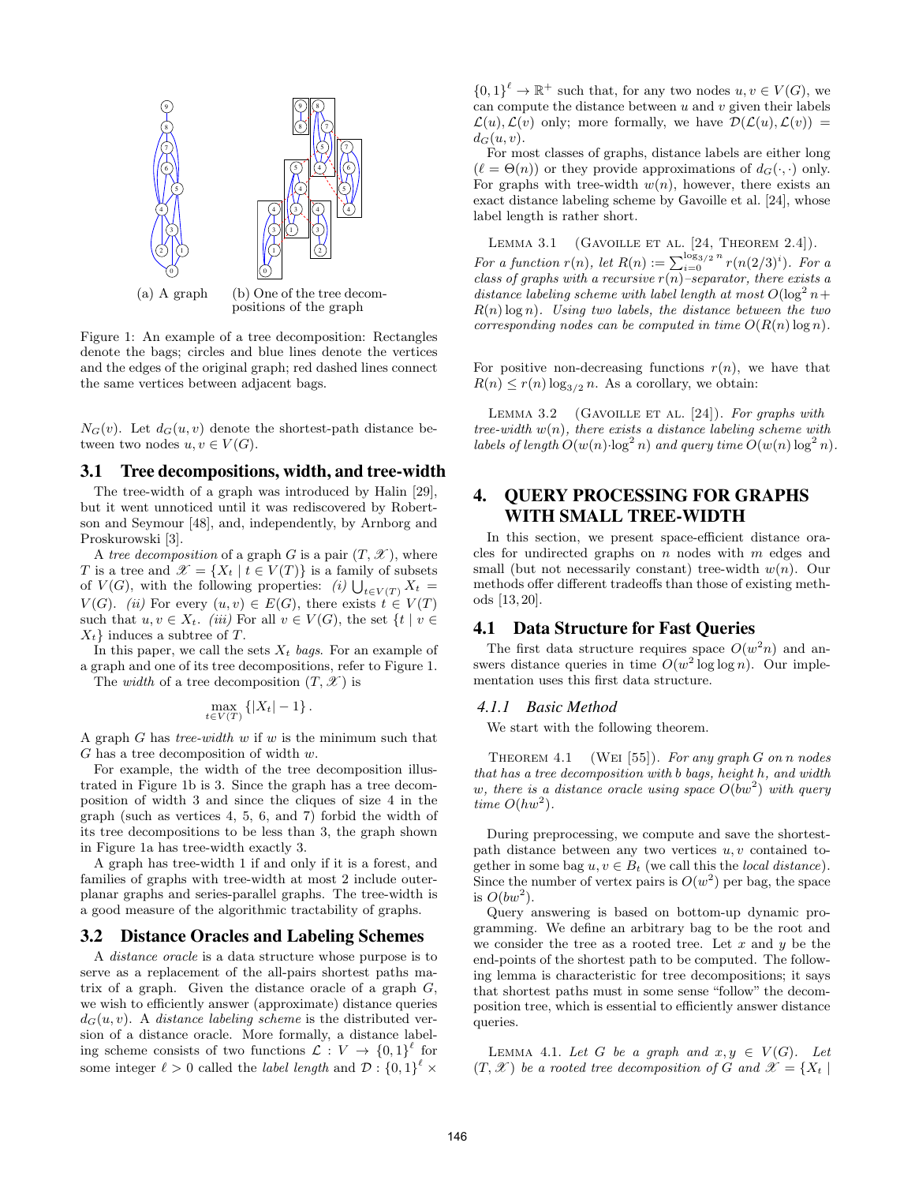(a) A graph (b) One of the tree decompositions of the graph

Figure 1: An example of a tree decomposition: Rectangles denote the bags; circles and blue lines denote the vertices and the edges of the original graph; red dashed lines connect the same vertices between adjacent bags.

$N_G(v)$. Let $d_G(u, v)$ denote the shortest-path distance between two nodes $u, v \in V(G)$.

## 3.1 Tree decompositions, width, and tree-width

The tree-width of a graph was introduced by Halin [29], but it went unnoticed until it was rediscovered by Robertson and Seymour [48], and, independently, by Arnborg and Proskurowski [3].

A *tree decomposition* of a graph $G$ is a pair $(T, \mathscr{X})$, where $T$ is a tree and $\mathscr{X} = \{X_t \mid t \in V(T)\}$ is a family of subsets of $V(G)$, with the following properties: *(i)* $\bigcup_{t \in V(T)} X_t = V(G)$. *(ii)* For every $(u, v) \in E(G)$, there exists $t \in V(T)$ such that $u, v \in X_t$. *(iii)* For all $v \in V(G)$, the set $\{t \mid v \in X_t\}$ induces a subtree of $T$.

In this paper, we call the sets $X_t$ *bags*. For an example of a graph and one of its tree decompositions, refer to Figure 1.

The *width* of a tree decomposition $(T, \mathscr{X})$ is

$$\max_{t \in V(T)} \{|X_t| - 1\}.$$

A graph $G$ has *tree-width* $w$ if $w$ is the minimum such that $G$ has a tree decomposition of width $w$.

For example, the width of the tree decomposition illustrated in Figure 1b is 3. Since the graph has a tree decomposition of width 3 and since the cliques of size 4 in the graph (such as vertices 4, 5, 6, and 7) forbid the width of its tree decompositions to be less than 3, the graph shown in Figure 1a has tree-width exactly 3.

A graph has tree-width 1 if and only if it is a forest, and families of graphs with tree-width at most 2 include outerplanar graphs and series-parallel graphs. The tree-width is a good measure of the algorithmic tractability of graphs.

## 3.2 Distance Oracles and Labeling Schemes

A *distance oracle* is a data structure whose purpose is to serve as a replacement of the all-pairs shortest paths matrix of a graph. Given the distance oracle of a graph $G$, we wish to efficiently answer (approximate) distance queries $d_G(u, v)$. A *distance labeling scheme* is the distributed version of a distance oracle. More formally, a distance labeling scheme consists of two functions $\mathcal{L} : V \to \{0, 1\}^\ell$ for some integer $\ell > 0$ called the *label length* and $\mathcal{D} : \{0, 1\}^\ell \times \{0, 1\}^\ell \to \mathbb{R}^+$ such that, for any two nodes $u, v \in V(G)$, we can compute the distance between $u$ and $v$ given their labels $\mathcal{L}(u), \mathcal{L}(v)$ only; more formally, we have $\mathcal{D}(\mathcal{L}(u), \mathcal{L}(v)) = d_G(u, v)$.

For most classes of graphs, distance labels are either long ($\ell = \Theta(n)$) or they provide approximations of $d_G(\cdot, \cdot)$ only. For graphs with tree-width $w(n)$, however, there exists an exact distance labeling scheme by Gavoille et al. [24], whose label length is rather short.

LEMMA 3.1 (GAVOILLE ET AL. [24, THEOREM 2.4]). *For a function $r(n)$, let $R(n) := \sum_{i=0}^{\log_{3/2} n} r(n(2/3)^i)$. For a class of graphs with a recursive $r(n)$–separator, there exists a distance labeling scheme with label length at most $O(\log^2 n + R(n) \log n)$. Using two labels, the distance between the two corresponding nodes can be computed in time $O(R(n) \log n)$.*

For positive non-decreasing functions $r(n)$, we have that $R(n) \le r(n) \log_{3/2} n$. As a corollary, we obtain:

LEMMA 3.2 (GAVOILLE ET AL. [24]). *For graphs with tree-width $w(n)$, there exists a distance labeling scheme with labels of length $O(w(n) \cdot \log^2 n)$ and query time $O(w(n) \log^2 n)$.*

# 4. QUERY PROCESSING FOR GRAPHS WITH SMALL TREE-WIDTH

In this section, we present space-efficient distance oracles for undirected graphs on $n$ nodes with $m$ edges and small (but not necessarily constant) tree-width $w(n)$. Our methods offer different tradeoffs than those of existing methods [13, 20].

## 4.1 Data Structure for Fast Queries

The first data structure requires space $O(w^2 n)$ and answers distance queries in time $O(w^2 \log \log n)$. Our implementation uses this first data structure.

### 4.1.1 Basic Method

We start with the following theorem.

THEOREM 4.1 (WEI [55]). *For any graph $G$ on $n$ nodes that has a tree decomposition with $b$ bags, height $h$, and width $w$, there is a distance oracle using space $O(bw^2)$ with query time $O(hw^2)$.*

During preprocessing, we compute and save the shortest-path distance between any two vertices $u, v$ contained together in some bag $u, v \in B_t$ (we call this the *local distance*). Since the number of vertex pairs is $O(w^2)$ per bag, the space is $O(bw^2)$.

Query answering is based on bottom-up dynamic programming. We define an arbitrary bag to be the root and we consider the tree as a rooted tree. Let $x$ and $y$ be the end-points of the shortest path to be computed. The following lemma is characteristic for tree decompositions; it says that shortest paths must in some sense "follow" the decomposition tree, which is essential to efficiently answer distance queries.

LEMMA 4.1. *Let $G$ be a graph and $x, y \in V(G)$. Let $(T, \mathscr{X})$ be a rooted tree decomposition of $G$ and $\mathscr{X} = \{X_t \mid$*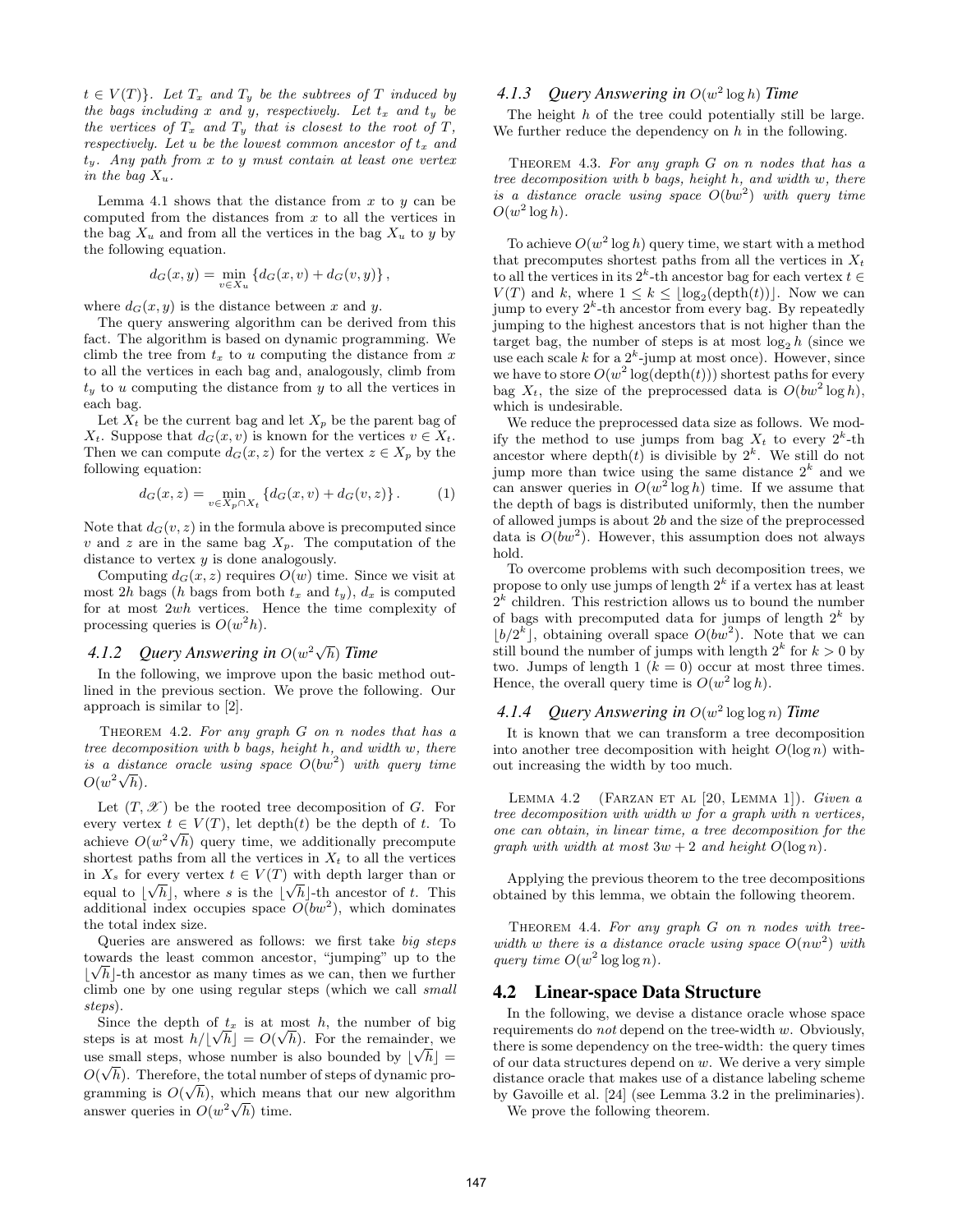$t \in V(T)\}$. *Let $T_x$ and $T_y$ be the subtrees of $T$ induced by the bags including $x$ and $y$, respectively. Let $t_x$ and $t_y$ be the vertices of $T_x$ and $T_y$ that is closest to the root of $T$, respectively. Let $u$ be the lowest common ancestor of $t_x$ and $t_y$. Any path from $x$ to $y$ must contain at least one vertex in the bag $X_u$.*

Lemma 4.1 shows that the distance from $x$ to $y$ can be computed from the distances from $x$ to all the vertices in the bag $X_u$ and from all the vertices in the bag $X_u$ to $y$ by the following equation.

$$d_G(x, y) = \min_{v \in X_u} \{d_G(x, v) + d_G(v, y)\},$$

where $d_G(x, y)$ is the distance between $x$ and $y$.

The query answering algorithm can be derived from this fact. The algorithm is based on dynamic programming. We climb the tree from $t_x$ to $u$ computing the distance from $x$ to all the vertices in each bag and, analogously, climb from $t_y$ to $u$ computing the distance from $y$ to all the vertices in each bag.

Let $X_t$ be the current bag and let $X_p$ be the parent bag of $X_t$. Suppose that $d_G(x, v)$ is known for the vertices $v \in X_t$. Then we can compute $d_G(x, z)$ for the vertex $z \in X_p$ by the following equation:

$$d_G(x, z) = \min_{v \in X_p \cap X_t} \{d_G(x, v) + d_G(v, z)\}. \quad (1)$$

Note that $d_G(v, z)$ in the formula above is precomputed since $v$ and $z$ are in the same bag $X_p$. The computation of the distance to vertex $y$ is done analogously.

Computing $d_G(x, z)$ requires $O(w)$ time. Since we visit at most $2h$ bags ($h$ bags from both $t_x$ and $t_y$), $d_x$ is computed for at most $2wh$ vertices. Hence the time complexity of processing queries is $O(w^2 h)$.

### 4.1.2 Query Answering in $O(w^2\sqrt{h})$ Time

In the following, we improve upon the basic method outlined in the previous section. We prove the following. Our approach is similar to [2].

Theorem 4.2. *For any graph $G$ on $n$ nodes that has a tree decomposition with $b$ bags, height $h$, and width $w$, there is a distance oracle using space $O(bw^2)$ with query time $O(w^2\sqrt{h})$.*

Let $(T, \mathscr{X})$ be the rooted tree decomposition of $G$. For every vertex $t \in V(T)$, let depth$(t)$ be the depth of $t$. To achieve $O(w^2\sqrt{h})$ query time, we additionally precompute shortest paths from all the vertices in $X_t$ to all the vertices in $X_s$ for every vertex $t \in V(T)$ with depth larger than or equal to $\lfloor\sqrt{h}\rfloor$, where $s$ is the $\lfloor\sqrt{h}\rfloor$-th ancestor of $t$. This additional index occupies space $O(bw^2)$, which dominates the total index size.

Queries are answered as follows: we first take *big steps* towards the least common ancestor, "jumping" up to the $\lfloor\sqrt{h}\rfloor$-th ancestor as many times as we can, then we further climb one by one using regular steps (which we call *small steps*).

Since the depth of $t_x$ is at most $h$, the number of big steps is at most $h/\lfloor\sqrt{h}\rfloor = O(\sqrt{h})$. For the remainder, we use small steps, whose number is also bounded by $\lfloor\sqrt{h}\rfloor = O(\sqrt{h})$. Therefore, the total number of steps of dynamic programming is $O(\sqrt{h})$, which means that our new algorithm answer queries in $O(w^2\sqrt{h})$ time.

### 4.1.3 Query Answering in $O(w^2 \log h)$ Time

The height $h$ of the tree could potentially still be large. We further reduce the dependency on $h$ in the following.

Theorem 4.3. *For any graph $G$ on $n$ nodes that has a tree decomposition with $b$ bags, height $h$, and width $w$, there is a distance oracle using space $O(bw^2)$ with query time $O(w^2 \log h)$.*

To achieve $O(w^2 \log h)$ query time, we start with a method that precomputes shortest paths from all the vertices in $X_t$ to all the vertices in its $2^k$-th ancestor bag for each vertex $t \in V(T)$ and $k$, where $1 \le k \le \lfloor\log_2(\text{depth}(t))\rfloor$. Now we can jump to every $2^k$-th ancestor from every bag. By repeatedly jumping to the highest ancestors that is not higher than the target bag, the number of steps is at most $\log_2 h$ (since we use each scale $k$ for a $2^k$-jump at most once). However, since we have to store $O(w^2 \log(\text{depth}(t)))$ shortest paths for every bag $X_t$, the size of the preprocessed data is $O(bw^2 \log h)$, which is undesirable.

We reduce the preprocessed data size as follows. We modify the method to use jumps from bag $X_t$ to every $2^k$-th ancestor where depth$(t)$ is divisible by $2^k$. We still do not jump more than twice using the same distance $2^k$ and we can answer queries in $O(w^2 \log h)$ time. If we assume that the depth of bags is distributed uniformly, then the number of allowed jumps is about $2b$ and the size of the preprocessed data is $O(bw^2)$. However, this assumption does not always hold.

To overcome problems with such decomposition trees, we propose to only use jumps of length $2^k$ if a vertex has at least $2^k$ children. This restriction allows us to bound the number of bags with precomputed data for jumps of length $2^k$ by $\lfloor b/2^k\rfloor$, obtaining overall space $O(bw^2)$. Note that we can still bound the number of jumps with length $2^k$ for $k > 0$ by two. Jumps of length 1 ($k = 0$) occur at most three times. Hence, the overall query time is $O(w^2 \log h)$.

### 4.1.4 Query Answering in $O(w^2 \log\log n)$ Time

It is known that we can transform a tree decomposition into another tree decomposition with height $O(\log n)$ without increasing the width by too much.

Lemma 4.2 (Farzan et al [20, Lemma 1]). *Given a tree decomposition with width $w$ for a graph with $n$ vertices, one can obtain, in linear time, a tree decomposition for the graph with width at most $3w + 2$ and height $O(\log n)$.*

Applying the previous theorem to the tree decompositions obtained by this lemma, we obtain the following theorem.

Theorem 4.4. *For any graph $G$ on $n$ nodes with tree-width $w$ there is a distance oracle using space $O(nw^2)$ with query time $O(w^2 \log\log n)$.*

## 4.2 Linear-space Data Structure

In the following, we devise a distance oracle whose space requirements do *not* depend on the tree-width $w$. Obviously, there is some dependency on the tree-width: the query times of our data structures depend on $w$. We derive a very simple distance oracle that makes use of a distance labeling scheme by Gavoille et al. [24] (see Lemma 3.2 in the preliminaries).

We prove the following theorem.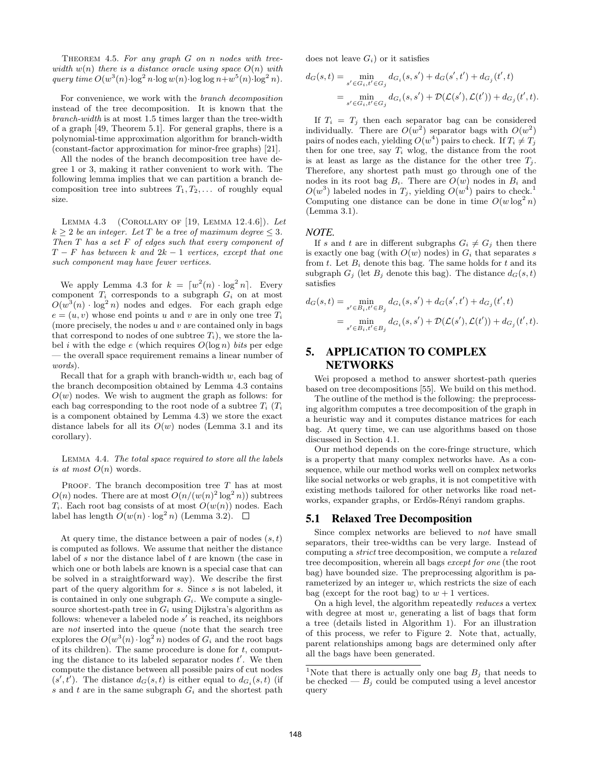Theorem 4.5. *For any graph $G$ on $n$ nodes with tree-width $w(n)$ there is a distance oracle using space $O(n)$ with query time $O(w^3(n) \cdot \log^2 n \cdot \log w(n) \cdot \log\log n + w^5(n) \cdot \log^2 n)$.*

For convenience, we work with the *branch decomposition* instead of the tree decomposition. It is known that the *branch-width* is at most 1.5 times larger than the tree-width of a graph [49, Theorem 5.1]. For general graphs, there is a polynomial-time approximation algorithm for branch-width (constant-factor approximation for minor-free graphs) [21].

All the nodes of the branch decomposition tree have degree 1 or 3, making it rather convenient to work with. The following lemma implies that we can partition a branch decomposition tree into subtrees $T_1, T_2, \ldots$ of roughly equal size.

Lemma 4.3 (Corollary of [19, Lemma 12.4.6]). *Let $k \geq 2$ be an integer. Let $T$ be a tree of maximum degree $\leq 3$. Then $T$ has a set $F$ of edges such that every component of $T - F$ has between $k$ and $2k - 1$ vertices, except that one such component may have fewer vertices.*

We apply Lemma 4.3 for $k = \lceil w^2(n) \cdot \log^2 n \rceil$. Every component $T_i$ corresponds to a subgraph $G_i$ on at most $O(w^3(n) \cdot \log^2 n)$ nodes and edges. For each graph edge $e = (u, v)$ whose end points $u$ and $v$ are in only one tree $T_i$ (more precisely, the nodes $u$ and $v$ are contained only in bags that correspond to nodes of one subtree $T_i$), we store the label $i$ with the edge $e$ (which requires $O(\log n)$ *bits* per edge — the overall space requirement remains a linear number of *words*).

Recall that for a graph with branch-width $w$, each bag of the branch decomposition obtained by Lemma 4.3 contains $O(w)$ nodes. We wish to augment the graph as follows: for each bag corresponding to the root node of a subtree $T_i$ ($T_i$ is a component obtained by Lemma 4.3) we store the exact distance labels for all its $O(w)$ nodes (Lemma 3.1 and its corollary).

Lemma 4.4. *The total space required to store all the labels is at most $O(n)$ words.*

Proof. The branch decomposition tree $T$ has at most $O(n)$ nodes. There are at most $O(n/(w(n)^2 \log^2 n))$ subtrees $T_i$. Each root bag consists of at most $O(w(n))$ nodes. Each label has length $O(w(n) \cdot \log^2 n)$ (Lemma 3.2). □

At query time, the distance between a pair of nodes $(s, t)$ is computed as follows. We assume that neither the distance label of $s$ nor the distance label of $t$ are known (the case in which one or both labels are known is a special case that can be solved in a straightforward way). We describe the first part of the query algorithm for $s$. Since $s$ is not labeled, it is contained in only one subgraph $G_i$. We compute a single-source shortest-path tree in $G_i$ using Dijkstra's algorithm as follows: whenever a labeled node $s'$ is reached, its neighbors are *not* inserted into the queue (note that the search tree explores the $O(w^3(n) \cdot \log^2 n)$ nodes of $G_i$ and the root bags of its children). The same procedure is done for $t$, computing the distance to its labeled separator nodes $t'$. We then compute the distance between all possible pairs of cut nodes $(s', t')$. The distance $d_G(s, t)$ is either equal to $d_{G_i}(s, t)$ (if $s$ and $t$ are in the same subgraph $G_i$ and the shortest path does not leave $G_i$) or it satisfies

$$d_G(s,t) = \min_{s' \in G_i, t' \in G_j} d_{G_i}(s, s') + d_G(s', t') + d_{G_j}(t', t)$$
$$= \min_{s' \in G_i, t' \in G_j} d_{G_i}(s, s') + \mathcal{D}(\mathcal{L}(s'), \mathcal{L}(t')) + d_{G_j}(t', t).$$

If $T_i = T_j$ then each separator bag can be considered individually. There are $O(w^2)$ separator bags with $O(w^2)$ pairs of nodes each, yielding $O(w^4)$ pairs to check. If $T_i \neq T_j$ then for one tree, say $T_i$ wlog, the distance from the root is at least as large as the distance for the other tree $T_j$. Therefore, any shortest path must go through one of the nodes in its root bag $B_i$. There are $O(w)$ nodes in $B_i$ and $O(w^3)$ labeled nodes in $T_j$, yielding $O(w^4)$ pairs to check.[1] Computing one distance can be done in time $O(w \log^2 n)$ (Lemma 3.1).

***NOTE.***

If $s$ and $t$ are in different subgraphs $G_i \neq G_j$ then there is exactly one bag (with $O(w)$ nodes) in $G_i$ that separates $s$ from $t$. Let $B_i$ denote this bag. The same holds for $t$ and its subgraph $G_j$ (let $B_j$ denote this bag). The distance $d_G(s, t)$ satisfies

$$d_G(s,t) = \min_{s' \in B_i, t' \in B_j} d_{G_i}(s, s') + d_G(s', t') + d_{G_j}(t', t)$$
$$= \min_{s' \in B_i, t' \in B_j} d_{G_i}(s, s') + \mathcal{D}(\mathcal{L}(s'), \mathcal{L}(t')) + d_{G_j}(t', t).$$

# 5. APPLICATION TO COMPLEX NETWORKS

Wei proposed a method to answer shortest-path queries based on tree decompositions [55]. We build on this method.

The outline of the method is the following: the preprocessing algorithm computes a tree decomposition of the graph in a heuristic way and it computes distance matrices for each bag. At query time, we can use algorithms based on those discussed in Section 4.1.

Our method depends on the core-fringe structure, which is a property that many complex networks have. As a consequence, while our method works well on complex networks like social networks or web graphs, it is not competitive with existing methods tailored for other networks like road networks, expander graphs, or Erdős-Rényi random graphs.

## 5.1 Relaxed Tree Decomposition

Since complex networks are believed to *not* have small separators, their tree-widths can be very large. Instead of computing a *strict* tree decomposition, we compute a *relaxed* tree decomposition, wherein all bags *except for one* (the root bag) have bounded size. The preprocessing algorithm is parameterized by an integer $w$, which restricts the size of each bag (except for the root bag) to $w + 1$ vertices.

On a high level, the algorithm repeatedly *reduces* a vertex with degree at most $w$, generating a list of bags that form a tree (details listed in Algorithm 1). For an illustration of this process, we refer to Figure 2. Note that, actually, parent relationships among bags are determined only after all the bags have been generated.

[1] Note that there is actually only one bag $B_j$ that needs to be checked — $B_j$ could be computed using a level ancestor query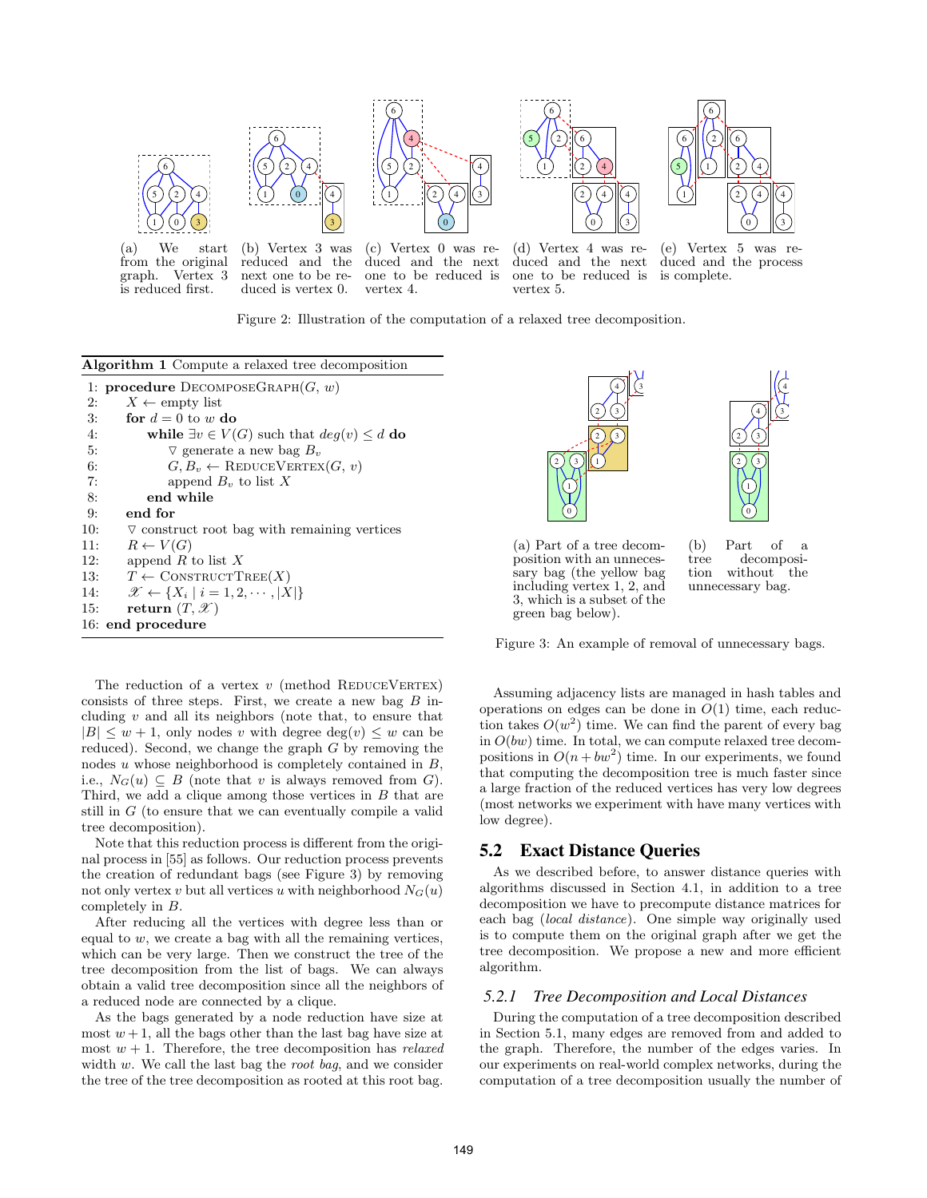(a) We start from the original graph. Vertex 3 is reduced first.

(b) Vertex 3 was reduced and the next one to be reduced is vertex 0.

(c) Vertex 0 was reduced and the next one to be reduced is vertex 4.

(d) Vertex 4 was reduced and the next one to be reduced is vertex 5.

(e) Vertex 5 was reduced and the process is complete.

Figure 2: Illustration of the computation of a relaxed tree decomposition.

**Algorithm 1** Compute a relaxed tree decomposition

```
1: procedure DecomposeGraph(G, w)
2:     X ← empty list
3:     for d = 0 to w do
4:         while ∃v ∈ V(G) such that deg(v) ≤ d do
5:             ▽ generate a new bag B_v
6:             G, B_v ← ReduceVertex(G, v)
7:             append B_v to list X
8:         end while
9:     end for
10:    ▽ construct root bag with remaining vertices
11:    R ← V(G)
12:    append R to list X
13:    T ← ConstructTree(X)
14:    𝒳 ← {X_i | i = 1, 2, ..., |X|}
15:    return (T, 𝒳)
16: end procedure
```

The reduction of a vertex $v$ (method ReduceVertex) consists of three steps. First, we create a new bag $B$ including $v$ and all its neighbors (note that, to ensure that $|B| \leq w+1$, only nodes $v$ with degree $\deg(v) \leq w$ can be reduced). Second, we change the graph $G$ by removing the nodes $u$ whose neighborhood is completely contained in $B$, i.e., $N_G(u) \subseteq B$ (note that $v$ is always removed from $G$). Third, we add a clique among those vertices in $B$ that are still in $G$ (to ensure that we can eventually compile a valid tree decomposition).

Note that this reduction process is different from the original process in [55] as follows. Our reduction process prevents the creation of redundant bags (see Figure 3) by removing not only vertex $v$ but all vertices $u$ with neighborhood $N_G(u)$ completely in $B$.

After reducing all the vertices with degree less than or equal to $w$, we create a bag with all the remaining vertices, which can be very large. Then we construct the tree of the tree decomposition from the list of bags. We can always obtain a valid tree decomposition since all the neighbors of a reduced node are connected by a clique.

As the bags generated by a node reduction have size at most $w+1$, all the bags other than the last bag have size at most $w+1$. Therefore, the tree decomposition has *relaxed* width $w$. We call the last bag the *root bag*, and we consider the tree of the tree decomposition as rooted at this root bag.

(a) Part of a tree decomposition with an unnecessary bag (the yellow bag including vertex 1, 2, and 3, which is a subset of the green bag below).

(b) Part of a tree decomposition without the unnecessary bag.

Figure 3: An example of removal of unnecessary bags.

Assuming adjacency lists are managed in hash tables and operations on edges can be done in $O(1)$ time, each reduction takes $O(w^2)$ time. We can find the parent of every bag in $O(bw)$ time. In total, we can compute relaxed tree decompositions in $O(n + bw^2)$ time. In our experiments, we found that computing the decomposition tree is much faster since a large fraction of the reduced vertices has very low degrees (most networks we experiment with have many vertices with low degree).

## 5.2 Exact Distance Queries

As we described before, to answer distance queries with algorithms discussed in Section 4.1, in addition to a tree decomposition we have to precompute distance matrices for each bag (*local distance*). One simple way originally used is to compute them on the original graph after we get the tree decomposition. We propose a new and more efficient algorithm.

### 5.2.1 Tree Decomposition and Local Distances

During the computation of a tree decomposition described in Section 5.1, many edges are removed from and added to the graph. Therefore, the number of the edges varies. In our experiments on real-world complex networks, during the computation of a tree decomposition usually the number of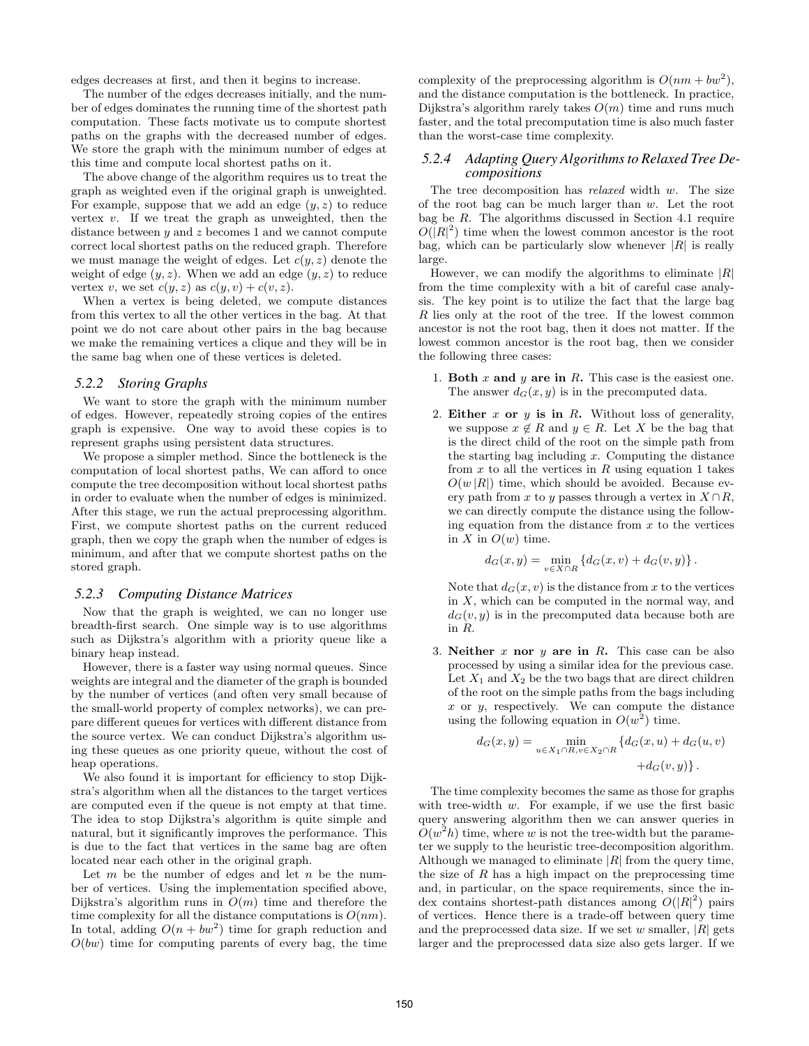edges decreases at first, and then it begins to increase.

The number of the edges decreases initially, and the number of edges dominates the running time of the shortest path computation. These facts motivate us to compute shortest paths on the graphs with the decreased number of edges. We store the graph with the minimum number of edges at this time and compute local shortest paths on it.

The above change of the algorithm requires us to treat the graph as weighted even if the original graph is unweighted. For example, suppose that we add an edge $(y, z)$ to reduce vertex $v$. If we treat the graph as unweighted, then the distance between $y$ and $z$ becomes 1 and we cannot compute correct local shortest paths on the reduced graph. Therefore we must manage the weight of edges. Let $c(y, z)$ denote the weight of edge $(y, z)$. When we add an edge $(y, z)$ to reduce vertex $v$, we set $c(y, z)$ as $c(y, v) + c(v, z)$.

When a vertex is being deleted, we compute distances from this vertex to all the other vertices in the bag. At that point we do not care about other pairs in the bag because we make the remaining vertices a clique and they will be in the same bag when one of these vertices is deleted.

### 5.2.2 Storing Graphs

We want to store the graph with the minimum number of edges. However, repeatedly stroing copies of the entires graph is expensive. One way to avoid these copies is to represent graphs using persistent data structures.

We propose a simpler method. Since the bottleneck is the computation of local shortest paths, We can afford to once compute the tree decomposition without local shortest paths in order to evaluate when the number of edges is minimized. After this stage, we run the actual preprocessing algorithm. First, we compute shortest paths on the current reduced graph, then we copy the graph when the number of edges is minimum, and after that we compute shortest paths on the stored graph.

### 5.2.3 Computing Distance Matrices

Now that the graph is weighted, we can no longer use breadth-first search. One simple way is to use algorithms such as Dijkstra's algorithm with a priority queue like a binary heap instead.

However, there is a faster way using normal queues. Since weights are integral and the diameter of the graph is bounded by the number of vertices (and often very small because of the small-world property of complex networks), we can prepare different queues for vertices with different distance from the source vertex. We can conduct Dijkstra's algorithm using these queues as one priority queue, without the cost of heap operations.

We also found it is important for efficiency to stop Dijkstra's algorithm when all the distances to the target vertices are computed even if the queue is not empty at that time. The idea to stop Dijkstra's algorithm is quite simple and natural, but it significantly improves the performance. This is due to the fact that vertices in the same bag are often located near each other in the original graph.

Let $m$ be the number of edges and let $n$ be the number of vertices. Using the implementation specified above, Dijkstra's algorithm runs in $O(m)$ time and therefore the time complexity for all the distance computations is $O(nm)$. In total, adding $O(n + bw^2)$ time for graph reduction and $O(bw)$ time for computing parents of every bag, the time complexity of the preprocessing algorithm is $O(nm + bw^2)$, and the distance computation is the bottleneck. In practice, Dijkstra's algorithm rarely takes $O(m)$ time and runs much faster, and the total precomputation time is also much faster than the worst-case time complexity.

### 5.2.4 Adapting Query Algorithms to Relaxed Tree Decompositions

The tree decomposition has *relaxed* width $w$. The size of the root bag can be much larger than $w$. Let the root bag be $R$. The algorithms discussed in Section 4.1 require $O(|R|^2)$ time when the lowest common ancestor is the root bag, which can be particularly slow whenever $|R|$ is really large.

However, we can modify the algorithms to eliminate $|R|$ from the time complexity with a bit of careful case analysis. The key point is to utilize the fact that the large bag $R$ lies only at the root of the tree. If the lowest common ancestor is not the root bag, then it does not matter. If the lowest common ancestor is the root bag, then we consider the following three cases:

1. **Both $x$ and $y$ are in $R$.** This case is the easiest one. The answer $d_G(x, y)$ is in the precomputed data.

2. **Either $x$ or $y$ is in $R$.** Without loss of generality, we suppose $x \notin R$ and $y \in R$. Let $X$ be the bag that is the direct child of the root on the simple path from the starting bag including $x$. Computing the distance from $x$ to all the vertices in $R$ using equation 1 takes $O(w|R|)$ time, which should be avoided. Because every path from $x$ to $y$ passes through a vertex in $X \cap R$, we can directly compute the distance using the following equation from the distance from $x$ to the vertices in $X$ in $O(w)$ time.

   $$d_G(x, y) = \min_{v \in X \cap R} \{d_G(x, v) + d_G(v, y)\}.$$

   Note that $d_G(x, v)$ is the distance from $x$ to the vertices in $X$, which can be computed in the normal way, and $d_G(v, y)$ is in the precomputed data because both are in $R$.

3. **Neither $x$ nor $y$ are in $R$.** This case can be also processed by using a similar idea for the previous case. Let $X_1$ and $X_2$ be the two bags that are direct children of the root on the simple paths from the bags including $x$ or $y$, respectively. We can compute the distance using the following equation in $O(w^2)$ time.

   $$d_G(x, y) = \min_{u \in X_1 \cap R, v \in X_2 \cap R} \{d_G(x, u) + d_G(u, v) + d_G(v, y)\}.$$

The time complexity becomes the same as those for graphs with tree-width $w$. For example, if we use the first basic query answering algorithm then we can answer queries in $O(w^2 h)$ time, where $w$ is not the tree-width but the parameter we supply to the heuristic tree-decomposition algorithm. Although we managed to eliminate $|R|$ from the query time, the size of $R$ has a high impact on the preprocessing time and, in particular, on the space requirements, since the index contains shortest-path distances among $O(|R|^2)$ pairs of vertices. Hence there is a trade-off between query time and the preprocessed data size. If we set $w$ smaller, $|R|$ gets larger and the preprocessed data size also gets larger. If we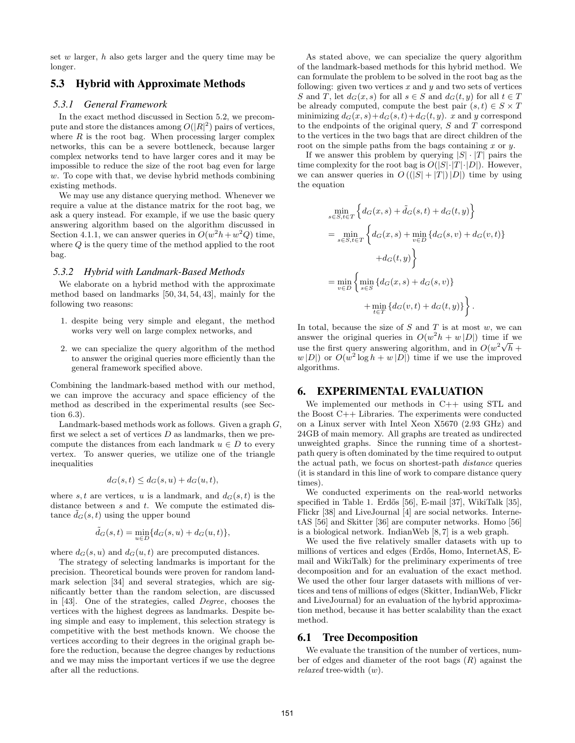set $w$ larger, $h$ also gets larger and the query time may be longer.

## 5.3 Hybrid with Approximate Methods

### 5.3.1 General Framework

In the exact method discussed in Section 5.2, we precompute and store the distances among $O(|R|^2)$ pairs of vertices, where $R$ is the root bag. When processing larger complex networks, this can be a severe bottleneck, because larger complex networks tend to have larger cores and it may be impossible to reduce the size of the root bag even for large $w$. To cope with that, we devise hybrid methods combining existing methods.

We may use any distance querying method. Whenever we require a value at the distance matrix for the root bag, we ask a query instead. For example, if we use the basic query answering algorithm based on the algorithm discussed in Section 4.1.1, we can answer queries in $O(w^2 h + w^2 Q)$ time, where $Q$ is the query time of the method applied to the root bag.

### 5.3.2 Hybrid with Landmark-Based Methods

We elaborate on a hybrid method with the approximate method based on landmarks [50, 34, 54, 43], mainly for the following two reasons:

1. despite being very simple and elegant, the method works very well on large complex networks, and
2. we can specialize the query algorithm of the method to answer the original queries more efficiently than the general framework specified above.

Combining the landmark-based method with our method, we can improve the accuracy and space efficiency of the method as described in the experimental results (see Section 6.3).

Landmark-based methods work as follows. Given a graph $G$, first we select a set of vertices $D$ as landmarks, then we precompute the distances from each landmark $u \in D$ to every vertex. To answer queries, we utilize one of the triangle inequalities

$$d_G(s,t) \le d_G(s,u) + d_G(u,t),$$

where $s, t$ are vertices, $u$ is a landmark, and $d_G(s,t)$ is the distance between $s$ and $t$. We compute the estimated distance $\tilde{d}_G(s,t)$ using the upper bound

$$\tilde{d}_G(s,t) = \min_{u \in D}\{d_G(s,u) + d_G(u,t)\},$$

where $d_G(s,u)$ and $d_G(u,t)$ are precomputed distances.

The strategy of selecting landmarks is important for the precision. Theoretical bounds were proven for random landmark selection [34] and several strategies, which are significantly better than the random selection, are discussed in [43]. One of the strategies, called *Degree*, chooses the vertices with the highest degrees as landmarks. Despite being simple and easy to implement, this selection strategy is competitive with the best methods known. We choose the vertices according to their degrees in the original graph before the reduction, because the degree changes by reductions and we may miss the important vertices if we use the degree after all the reductions.

As stated above, we can specialize the query algorithm of the landmark-based methods for this hybrid method. We can formulate the problem to be solved in the root bag as the following: given two vertices $x$ and $y$ and two sets of vertices $S$ and $T$, let $d_G(x,s)$ for all $s \in S$ and $d_G(t,y)$ for all $t \in T$ be already computed, compute the best pair $(s,t) \in S \times T$ minimizing $d_G(x,s) + d_G(s,t) + d_G(t,y)$. $x$ and $y$ correspond to the endpoints of the original query, $S$ and $T$ correspond to the vertices in the two bags that are direct children of the root on the simple paths from the bags containing $x$ or $y$.

If we answer this problem by querying $|S| \cdot |T|$ pairs the time complexity for the root bag is $O(|S| \cdot |T| \cdot |D|)$. However, we can answer queries in $O((|S| + |T|)|D|)$ time by using the equation

$$\begin{aligned}
&\min_{s \in S, t \in T}\left\{d_G(x,s) + \tilde{d}_G(s,t) + d_G(t,y)\right\} \\
&= \min_{s \in S, t \in T}\left\{d_G(x,s) + \min_{v \in D}\{d_G(s,v) + d_G(v,t)\}\right. \\
&\qquad\qquad \left. + d_G(t,y)\right\} \\
&= \min_{v \in D}\left\{\min_{s \in S}\{d_G(x,s) + d_G(s,v)\}\right. \\
&\qquad\qquad \left. + \min_{t \in T}\{d_G(v,t) + d_G(t,y)\}\right\}.
\end{aligned}$$

In total, because the size of $S$ and $T$ is at most $w$, we can answer the original queries in $O(w^2 h + w|D|)$ time if we use the first query answering algorithm, and in $O(w^2\sqrt{h} + w|D|)$ or $O(w^2 \log h + w|D|)$ time if we use the improved algorithms.

# 6. EXPERIMENTAL EVALUATION

We implemented our methods in C++ using STL and the Boost C++ Libraries. The experiments were conducted on a Linux server with Intel Xeon X5670 (2.93 GHz) and 24GB of main memory. All graphs are treated as undirected unweighted graphs. Since the running time of a shortest-path query is often dominated by the time required to output the actual path, we focus on shortest-path *distance* queries (it is standard in this line of work to compare distance query times).

We conducted experiments on the real-world networks specified in Table 1. Erdős [56], E-mail [37], WikiTalk [35], Flickr [38] and LiveJournal [4] are social networks. InternetAS [56] and Skitter [36] are computer networks. Homo [56] is a biological network. IndianWeb [8, 7] is a web graph.

We used the five relatively smaller datasets with up to millions of vertices and edges (Erdős, Homo, InternetAS, E-mail and WikiTalk) for the preliminary experiments of tree decomposition and for an evaluation of the exact method. We used the other four larger datasets with millions of vertices and tens of millions of edges (Skitter, IndianWeb, Flickr and LiveJournal) for an evaluation of the hybrid approximation method, because it has better scalability than the exact method.

## 6.1 Tree Decomposition

We evaluate the transition of the number of vertices, number of edges and diameter of the root bags ($R$) against the *relaxed* tree-width ($w$).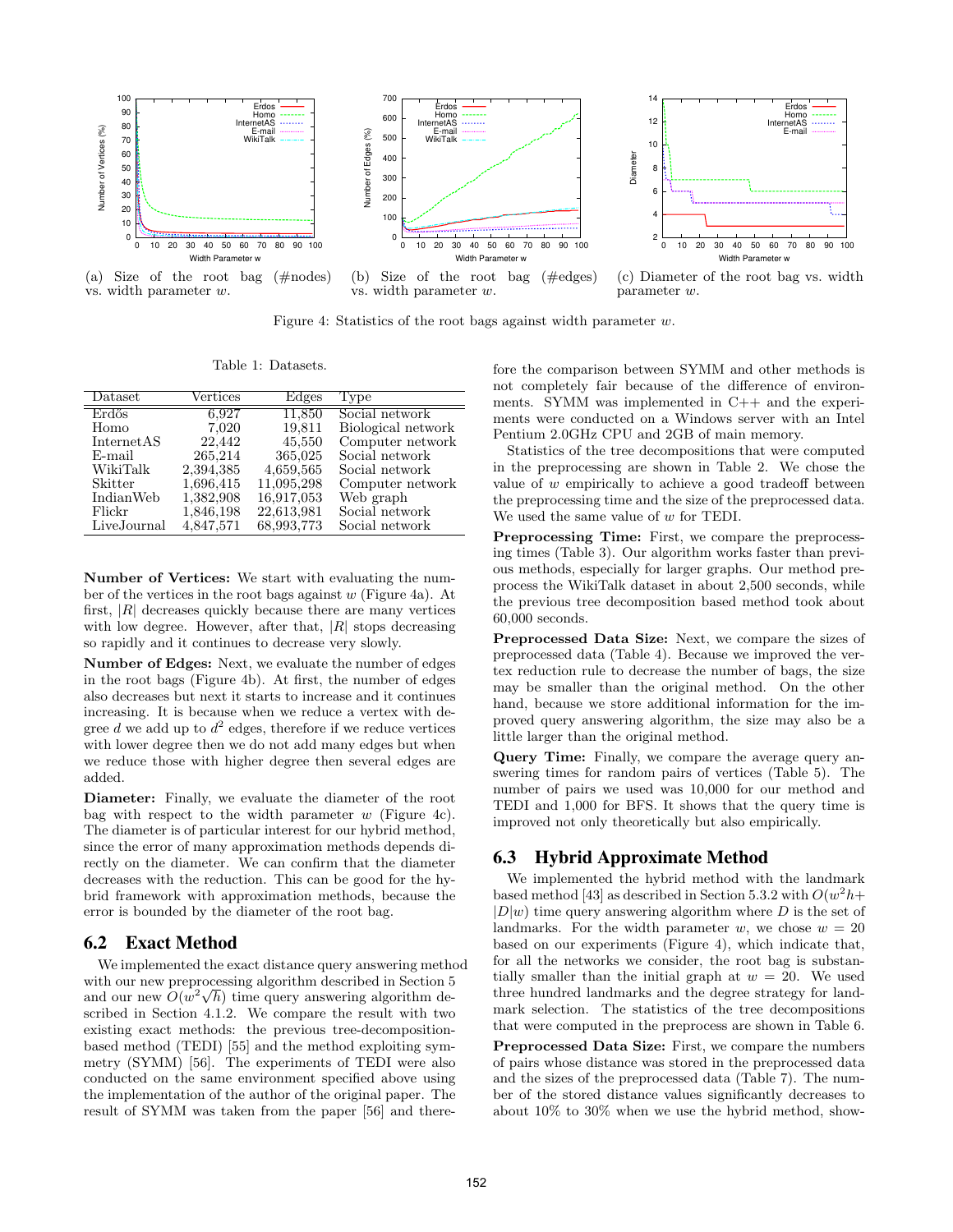(a) Size of the root bag (#nodes) vs. width parameter $w$.

(b) Size of the root bag (#edges) vs. width parameter $w$.

(c) Diameter of the root bag vs. width parameter $w$.

Figure 4: Statistics of the root bags against width parameter $w$.

Table 1: Datasets.

| Dataset | Vertices | Edges | Type |
|---|---|---|---|
| Erdős | 6,927 | 11,850 | Social network |
| Homo | 7,020 | 19,811 | Biological network |
| InternetAS | 22,442 | 45,550 | Computer network |
| E-mail | 265,214 | 365,025 | Social network |
| WikiTalk | 2,394,385 | 4,659,565 | Social network |
| Skitter | 1,696,415 | 11,095,298 | Computer network |
| IndianWeb | 1,382,908 | 16,917,053 | Web graph |
| Flickr | 1,846,198 | 22,613,981 | Social network |
| LiveJournal | 4,847,571 | 68,993,773 | Social network |

**Number of Vertices:** We start with evaluating the number of the vertices in the root bags against $w$ (Figure 4a). At first, $|R|$ decreases quickly because there are many vertices with low degree. However, after that, $|R|$ stops decreasing so rapidly and it continues to decrease very slowly.

**Number of Edges:** Next, we evaluate the number of edges in the root bags (Figure 4b). At first, the number of edges also decreases but next it starts to increase and it continues increasing. It is because when we reduce a vertex with degree $d$ we add up to $d^2$ edges, therefore if we reduce vertices with lower degree then we do not add many edges but when we reduce those with higher degree then several edges are added.

**Diameter:** Finally, we evaluate the diameter of the root bag with respect to the width parameter $w$ (Figure 4c). The diameter is of particular interest for our hybrid method, since the error of many approximation methods depends directly on the diameter. We can confirm that the diameter decreases with the reduction. This can be good for the hybrid framework with approximation methods, because the error is bounded by the diameter of the root bag.

## 6.2 Exact Method

We implemented the exact distance query answering method with our new preprocessing algorithm described in Section 5 and our new $O(w^2\sqrt{h})$ time query answering algorithm described in Section 4.1.2. We compare the result with two existing exact methods: the previous tree-decomposition-based method (TEDI) [55] and the method exploiting symmetry (SYMM) [56]. The experiments of TEDI were also conducted on the same environment specified above using the implementation of the author of the original paper. The result of SYMM was taken from the paper [56] and therefore the comparison between SYMM and other methods is not completely fair because of the difference of environments. SYMM was implemented in C++ and the experiments were conducted on a Windows server with an Intel Pentium 2.0GHz CPU and 2GB of main memory.

Statistics of the tree decompositions that were computed in the preprocessing are shown in Table 2. We chose the value of $w$ empirically to achieve a good tradeoff between the preprocessing time and the size of the preprocessed data. We used the same value of $w$ for TEDI.

**Preprocessing Time:** First, we compare the preprocessing times (Table 3). Our algorithm works faster than previous methods, especially for larger graphs. Our method preprocess the WikiTalk dataset in about 2,500 seconds, while the previous tree decomposition based method took about 60,000 seconds.

**Preprocessed Data Size:** Next, we compare the sizes of preprocessed data (Table 4). Because we improved the vertex reduction rule to decrease the number of bags, the size may be smaller than the original method. On the other hand, because we store additional information for the improved query answering algorithm, the size may also be a little larger than the original method.

**Query Time:** Finally, we compare the average query answering times for random pairs of vertices (Table 5). The number of pairs we used was 10,000 for our method and TEDI and 1,000 for BFS. It shows that the query time is improved not only theoretically but also empirically.

## 6.3 Hybrid Approximate Method

We implemented the hybrid method with the landmark based method [43] as described in Section 5.3.2 with $O(w^2h + |D|w)$ time query answering algorithm where $D$ is the set of landmarks. For the width parameter $w$, we chose $w = 20$ based on our experiments (Figure 4), which indicate that, for all the networks we consider, the root bag is substantially smaller than the initial graph at $w = 20$. We used three hundred landmarks and the degree strategy for landmark selection. The statistics of the tree decompositions that were computed in the preprocess are shown in Table 6.

**Preprocessed Data Size:** First, we compare the numbers of pairs whose distance was stored in the preprocessed data and the sizes of the preprocessed data (Table 7). The number of the stored distance values significantly decreases to about 10% to 30% when we use the hybrid method, show-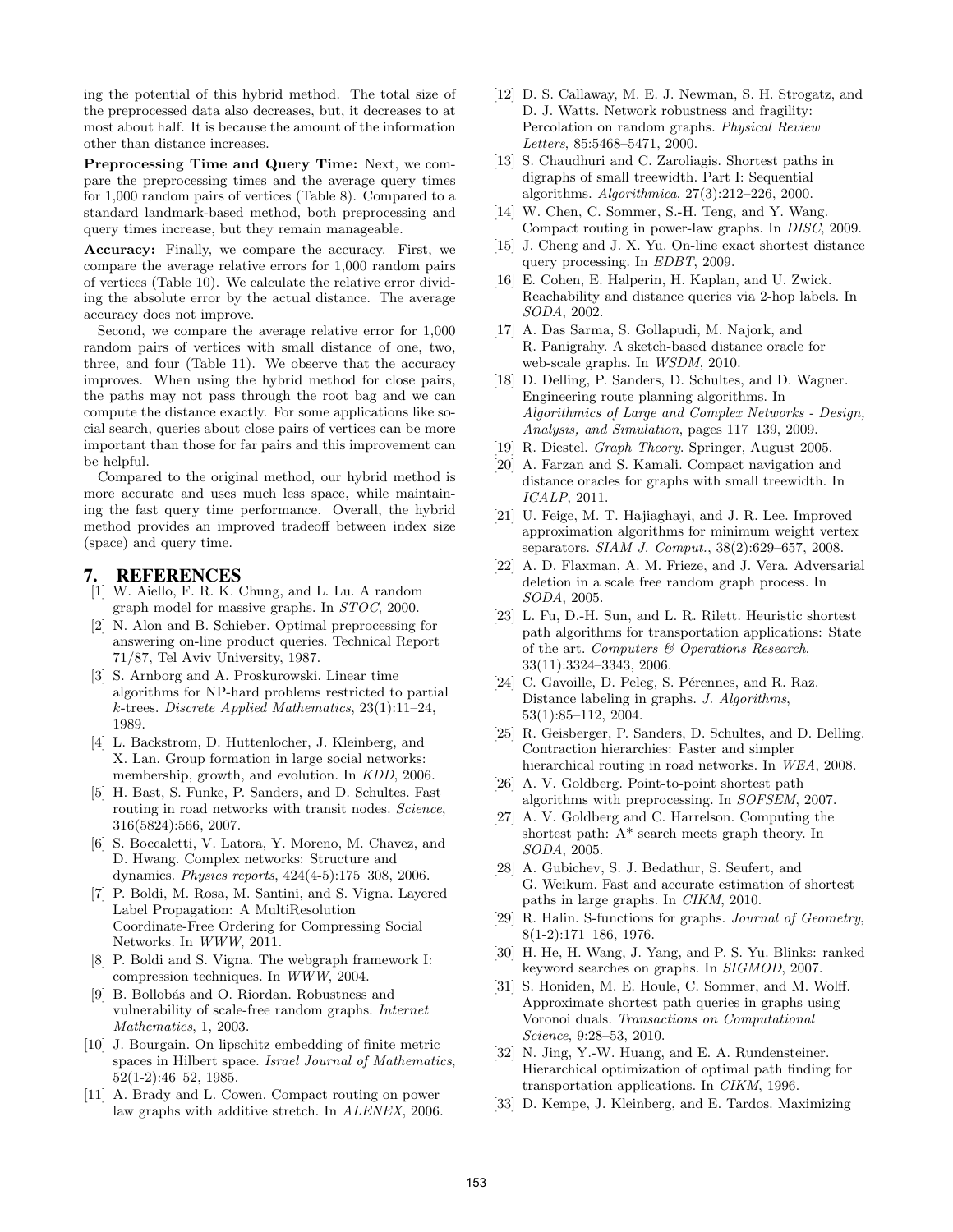ing the potential of this hybrid method. The total size of the preprocessed data also decreases, but, it decreases to at most about half. It is because the amount of the information other than distance increases.

**Preprocessing Time and Query Time:** Next, we compare the preprocessing times and the average query times for 1,000 random pairs of vertices (Table 8). Compared to a standard landmark-based method, both preprocessing and query times increase, but they remain manageable.

**Accuracy:** Finally, we compare the accuracy. First, we compare the average relative errors for 1,000 random pairs of vertices (Table 10). We calculate the relative error dividing the absolute error by the actual distance. The average accuracy does not improve.

Second, we compare the average relative error for 1,000 random pairs of vertices with small distance of one, two, three, and four (Table 11). We observe that the accuracy improves. When using the hybrid method for close pairs, the paths may not pass through the root bag and we can compute the distance exactly. For some applications like social search, queries about close pairs of vertices can be more important than those for far pairs and this improvement can be helpful.

Compared to the original method, our hybrid method is more accurate and uses much less space, while maintaining the fast query time performance. Overall, the hybrid method provides an improved tradeoff between index size (space) and query time.

# 7. REFERENCES

[1] W. Aiello, F. R. K. Chung, and L. Lu. A random graph model for massive graphs. In *STOC*, 2000.

[2] N. Alon and B. Schieber. Optimal preprocessing for answering on-line product queries. Technical Report 71/87, Tel Aviv University, 1987.

[3] S. Arnborg and A. Proskurowski. Linear time algorithms for NP-hard problems restricted to partial $k$-trees. *Discrete Applied Mathematics*, 23(1):11–24, 1989.

[4] L. Backstrom, D. Huttenlocher, J. Kleinberg, and X. Lan. Group formation in large social networks: membership, growth, and evolution. In *KDD*, 2006.

[5] H. Bast, S. Funke, P. Sanders, and D. Schultes. Fast routing in road networks with transit nodes. *Science*, 316(5824):566, 2007.

[6] S. Boccaletti, V. Latora, Y. Moreno, M. Chavez, and D. Hwang. Complex networks: Structure and dynamics. *Physics reports*, 424(4-5):175–308, 2006.

[7] P. Boldi, M. Rosa, M. Santini, and S. Vigna. Layered Label Propagation: A MultiResolution Coordinate-Free Ordering for Compressing Social Networks. In *WWW*, 2011.

[8] P. Boldi and S. Vigna. The webgraph framework I: compression techniques. In *WWW*, 2004.

[9] B. Bollobás and O. Riordan. Robustness and vulnerability of scale-free random graphs. *Internet Mathematics*, 1, 2003.

[10] J. Bourgain. On lipschitz embedding of finite metric spaces in Hilbert space. *Israel Journal of Mathematics*, 52(1-2):46–52, 1985.

[11] A. Brady and L. Cowen. Compact routing on power law graphs with additive stretch. In *ALENEX*, 2006.

[12] D. S. Callaway, M. E. J. Newman, S. H. Strogatz, and D. J. Watts. Network robustness and fragility: Percolation on random graphs. *Physical Review Letters*, 85:5468–5471, 2000.

[13] S. Chaudhuri and C. Zaroliagis. Shortest paths in digraphs of small treewidth. Part I: Sequential algorithms. *Algorithmica*, 27(3):212–226, 2000.

[14] W. Chen, C. Sommer, S.-H. Teng, and Y. Wang. Compact routing in power-law graphs. In *DISC*, 2009.

[15] J. Cheng and J. X. Yu. On-line exact shortest distance query processing. In *EDBT*, 2009.

[16] E. Cohen, E. Halperin, H. Kaplan, and U. Zwick. Reachability and distance queries via 2-hop labels. In *SODA*, 2002.

[17] A. Das Sarma, S. Gollapudi, M. Najork, and R. Panigrahy. A sketch-based distance oracle for web-scale graphs. In *WSDM*, 2010.

[18] D. Delling, P. Sanders, D. Schultes, and D. Wagner. Engineering route planning algorithms. In *Algorithmics of Large and Complex Networks - Design, Analysis, and Simulation*, pages 117–139, 2009.

[19] R. Diestel. *Graph Theory*. Springer, August 2005.

[20] A. Farzan and S. Kamali. Compact navigation and distance oracles for graphs with small treewidth. In *ICALP*, 2011.

[21] U. Feige, M. T. Hajiaghayi, and J. R. Lee. Improved approximation algorithms for minimum weight vertex separators. *SIAM J. Comput.*, 38(2):629–657, 2008.

[22] A. D. Flaxman, A. M. Frieze, and J. Vera. Adversarial deletion in a scale free random graph process. In *SODA*, 2005.

[23] L. Fu, D.-H. Sun, and L. R. Rilett. Heuristic shortest path algorithms for transportation applications: State of the art. *Computers & Operations Research*, 33(11):3324–3343, 2006.

[24] C. Gavoille, D. Peleg, S. Pérennes, and R. Raz. Distance labeling in graphs. *J. Algorithms*, 53(1):85–112, 2004.

[25] R. Geisberger, P. Sanders, D. Schultes, and D. Delling. Contraction hierarchies: Faster and simpler hierarchical routing in road networks. In *WEA*, 2008.

[26] A. V. Goldberg. Point-to-point shortest path algorithms with preprocessing. In *SOFSEM*, 2007.

[27] A. V. Goldberg and C. Harrelson. Computing the shortest path: A* search meets graph theory. In *SODA*, 2005.

[28] A. Gubichev, S. J. Bedathur, S. Seufert, and G. Weikum. Fast and accurate estimation of shortest paths in large graphs. In *CIKM*, 2010.

[29] R. Halin. S-functions for graphs. *Journal of Geometry*, 8(1-2):171–186, 1976.

[30] H. He, H. Wang, J. Yang, and P. S. Yu. Blinks: ranked keyword searches on graphs. In *SIGMOD*, 2007.

[31] S. Honiden, M. E. Houle, C. Sommer, and M. Wolff. Approximate shortest path queries in graphs using Voronoi duals. *Transactions on Computational Science*, 9:28–53, 2010.

[32] N. Jing, Y.-W. Huang, and E. A. Rundensteiner. Hierarchical optimization of optimal path finding for transportation applications. In *CIKM*, 1996.

[33] D. Kempe, J. Kleinberg, and E. Tardos. Maximizing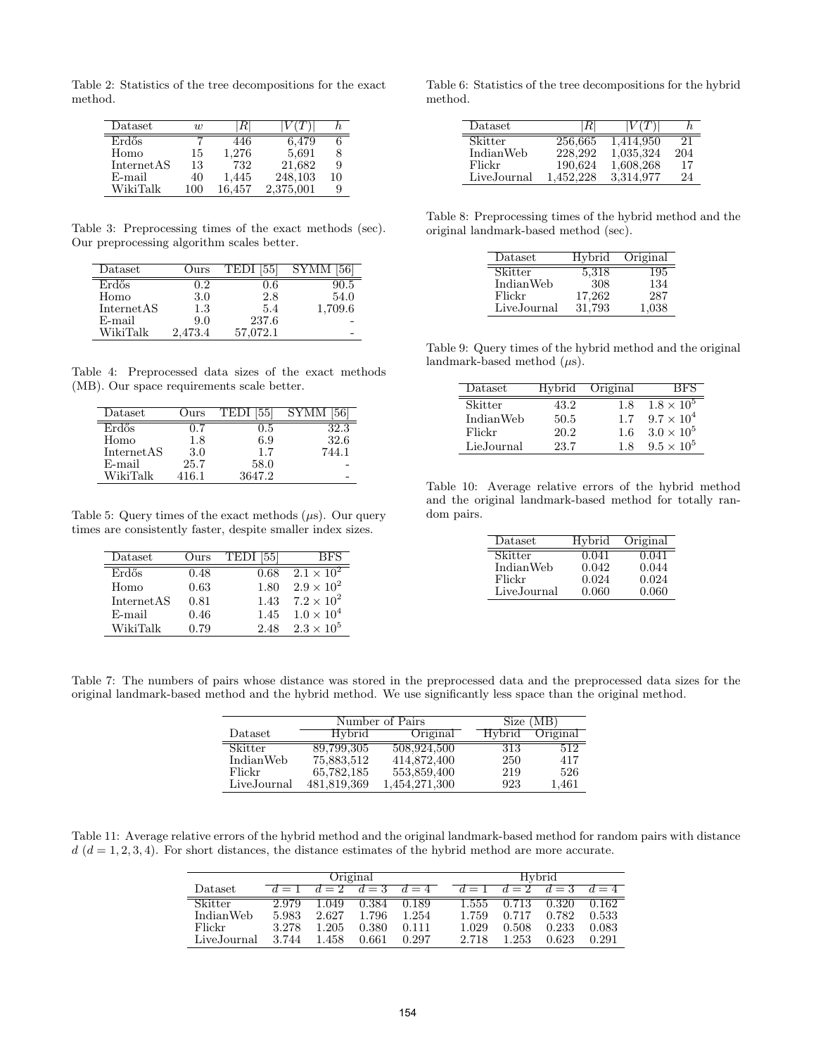Table 2: Statistics of the tree decompositions for the exact method.

| Dataset | $w$ | $\|R\|$ | $\|V(T)\|$ | $h$ |
|---|---|---|---|---|
| Erdős | 7 | 446 | 6,479 | 6 |
| Homo | 15 | 1,276 | 5,691 | 8 |
| InternetAS | 13 | 732 | 21,682 | 9 |
| E-mail | 40 | 1,445 | 248,103 | 10 |
| WikiTalk | 100 | 16,457 | 2,375,001 | 9 |

Table 3: Preprocessing times of the exact methods (sec). Our preprocessing algorithm scales better.

| Dataset | Ours | TEDI [55] | SYMM [56] |
|---|---|---|---|
| Erdős | 0.2 | 0.6 | 90.5 |
| Homo | 3.0 | 2.8 | 54.0 |
| InternetAS | 1.3 | 5.4 | 1,709.6 |
| E-mail | 9.0 | 237.6 | - |
| WikiTalk | 2,473.4 | 57,072.1 | - |

Table 4: Preprocessed data sizes of the exact methods (MB). Our space requirements scale better.

| Dataset | Ours | TEDI [55] | SYMM [56] |
|---|---|---|---|
| Erdős | 0.7 | 0.5 | 32.3 |
| Homo | 1.8 | 6.9 | 32.6 |
| InternetAS | 3.0 | 1.7 | 744.1 |
| E-mail | 25.7 | 58.0 | - |
| WikiTalk | 416.1 | 3647.2 | - |

Table 5: Query times of the exact methods ($\mu$s). Our query times are consistently faster, despite smaller index sizes.

| Dataset | Ours | TEDI [55] | BFS |
|---|---|---|---|
| Erdős | 0.48 | 0.68 | $2.1 \times 10^2$ |
| Homo | 0.63 | 1.80 | $2.9 \times 10^2$ |
| InternetAS | 0.81 | 1.43 | $7.2 \times 10^2$ |
| E-mail | 0.46 | 1.45 | $1.0 \times 10^4$ |
| WikiTalk | 0.79 | 2.48 | $2.3 \times 10^5$ |

Table 6: Statistics of the tree decompositions for the hybrid method.

| Dataset | $\|R\|$ | $\|V(T)\|$ | $h$ |
|---|---|---|---|
| Skitter | 256,665 | 1,414,950 | 21 |
| IndianWeb | 228,292 | 1,035,324 | 204 |
| Flickr | 190,624 | 1,608,268 | 17 |
| LiveJournal | 1,452,228 | 3,314,977 | 24 |

Table 8: Preprocessing times of the hybrid method and the original landmark-based method (sec).

| Dataset | Hybrid | Original |
|---|---|---|
| Skitter | 5,318 | 195 |
| IndianWeb | 308 | 134 |
| Flickr | 17,262 | 287 |
| LiveJournal | 31,793 | 1,038 |

Table 9: Query times of the hybrid method and the original landmark-based method ($\mu$s).

| Dataset | Hybrid | Original | BFS |
|---|---|---|---|
| Skitter | 43.2 | 1.8 | $1.8 \times 10^5$ |
| IndianWeb | 50.5 | 1.7 | $9.7 \times 10^4$ |
| Flickr | 20.2 | 1.6 | $3.0 \times 10^5$ |
| LieJournal | 23.7 | 1.8 | $9.5 \times 10^5$ |

Table 10: Average relative errors of the hybrid method and the original landmark-based method for totally random pairs.

| Dataset | Hybrid | Original |
|---|---|---|
| Skitter | 0.041 | 0.041 |
| IndianWeb | 0.042 | 0.044 |
| Flickr | 0.024 | 0.024 |
| LiveJournal | 0.060 | 0.060 |

Table 7: The numbers of pairs whose distance was stored in the preprocessed data and the preprocessed data sizes for the original landmark-based method and the hybrid method. We use significantly less space than the original method.

| | Number of Pairs | | Size (MB) | |
|---|---|---|---|---|
| Dataset | Hybrid | Original | Hybrid | Original |
| Skitter | 89,799,305 | 508,924,500 | 313 | 512 |
| IndianWeb | 75,883,512 | 414,872,400 | 250 | 417 |
| Flickr | 65,782,185 | 553,859,400 | 219 | 526 |
| LiveJournal | 481,819,369 | 1,454,271,300 | 923 | 1,461 |

Table 11: Average relative errors of the hybrid method and the original landmark-based method for random pairs with distance $d$ ($d = 1, 2, 3, 4$). For short distances, the distance estimates of the hybrid method are more accurate.

| | Original | | | | Hybrid | | | |
|---|---|---|---|---|---|---|---|---|
| Dataset | $d = 1$ | $d = 2$ | $d = 3$ | $d = 4$ | $d = 1$ | $d = 2$ | $d = 3$ | $d = 4$ |
| Skitter | 2.979 | 1.049 | 0.384 | 0.189 | 1.555 | 0.713 | 0.320 | 0.162 |
| IndianWeb | 5.983 | 2.627 | 1.796 | 1.254 | 1.759 | 0.717 | 0.782 | 0.533 |
| Flickr | 3.278 | 1.205 | 0.380 | 0.111 | 1.029 | 0.508 | 0.233 | 0.083 |
| LiveJournal | 3.744 | 1.458 | 0.661 | 0.297 | 2.718 | 1.253 | 0.623 | 0.291 |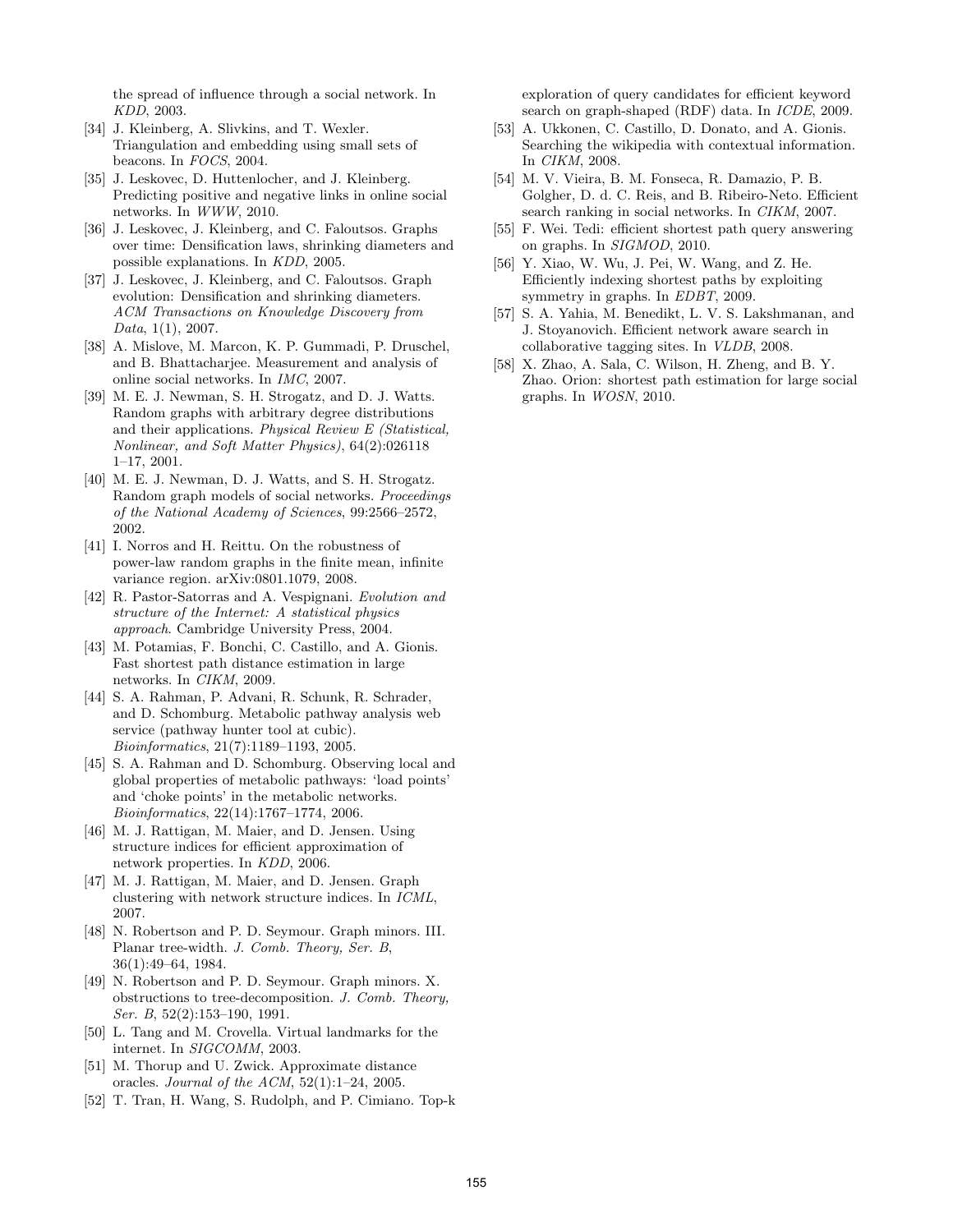the spread of influence through a social network. In *KDD*, 2003.

[34] J. Kleinberg, A. Slivkins, and T. Wexler. Triangulation and embedding using small sets of beacons. In *FOCS*, 2004.

[35] J. Leskovec, D. Huttenlocher, and J. Kleinberg. Predicting positive and negative links in online social networks. In *WWW*, 2010.

[36] J. Leskovec, J. Kleinberg, and C. Faloutsos. Graphs over time: Densification laws, shrinking diameters and possible explanations. In *KDD*, 2005.

[37] J. Leskovec, J. Kleinberg, and C. Faloutsos. Graph evolution: Densification and shrinking diameters. *ACM Transactions on Knowledge Discovery from Data*, 1(1), 2007.

[38] A. Mislove, M. Marcon, K. P. Gummadi, P. Druschel, and B. Bhattacharjee. Measurement and analysis of online social networks. In *IMC*, 2007.

[39] M. E. J. Newman, S. H. Strogatz, and D. J. Watts. Random graphs with arbitrary degree distributions and their applications. *Physical Review E (Statistical, Nonlinear, and Soft Matter Physics)*, 64(2):026118 1–17, 2001.

[40] M. E. J. Newman, D. J. Watts, and S. H. Strogatz. Random graph models of social networks. *Proceedings of the National Academy of Sciences*, 99:2566–2572, 2002.

[41] I. Norros and H. Reittu. On the robustness of power-law random graphs in the finite mean, infinite variance region. arXiv:0801.1079, 2008.

[42] R. Pastor-Satorras and A. Vespignani. *Evolution and structure of the Internet: A statistical physics approach*. Cambridge University Press, 2004.

[43] M. Potamias, F. Bonchi, C. Castillo, and A. Gionis. Fast shortest path distance estimation in large networks. In *CIKM*, 2009.

[44] S. A. Rahman, P. Advani, R. Schunk, R. Schrader, and D. Schomburg. Metabolic pathway analysis web service (pathway hunter tool at cubic). *Bioinformatics*, 21(7):1189–1193, 2005.

[45] S. A. Rahman and D. Schomburg. Observing local and global properties of metabolic pathways: 'load points' and 'choke points' in the metabolic networks. *Bioinformatics*, 22(14):1767–1774, 2006.

[46] M. J. Rattigan, M. Maier, and D. Jensen. Using structure indices for efficient approximation of network properties. In *KDD*, 2006.

[47] M. J. Rattigan, M. Maier, and D. Jensen. Graph clustering with network structure indices. In *ICML*, 2007.

[48] N. Robertson and P. D. Seymour. Graph minors. III. Planar tree-width. *J. Comb. Theory, Ser. B*, 36(1):49–64, 1984.

[49] N. Robertson and P. D. Seymour. Graph minors. X. obstructions to tree-decomposition. *J. Comb. Theory, Ser. B*, 52(2):153–190, 1991.

[50] L. Tang and M. Crovella. Virtual landmarks for the internet. In *SIGCOMM*, 2003.

[51] M. Thorup and U. Zwick. Approximate distance oracles. *Journal of the ACM*, 52(1):1–24, 2005.

[52] T. Tran, H. Wang, S. Rudolph, and P. Cimiano. Top-k exploration of query candidates for efficient keyword search on graph-shaped (RDF) data. In *ICDE*, 2009.

[53] A. Ukkonen, C. Castillo, D. Donato, and A. Gionis. Searching the wikipedia with contextual information. In *CIKM*, 2008.

[54] M. V. Vieira, B. M. Fonseca, R. Damazio, P. B. Golgher, D. d. C. Reis, and B. Ribeiro-Neto. Efficient search ranking in social networks. In *CIKM*, 2007.

[55] F. Wei. Tedi: efficient shortest path query answering on graphs. In *SIGMOD*, 2010.

[56] Y. Xiao, W. Wu, J. Pei, W. Wang, and Z. He. Efficiently indexing shortest paths by exploiting symmetry in graphs. In *EDBT*, 2009.

[57] S. A. Yahia, M. Benedikt, L. V. S. Lakshmanan, and J. Stoyanovich. Efficient network aware search in collaborative tagging sites. In *VLDB*, 2008.

[58] X. Zhao, A. Sala, C. Wilson, H. Zheng, and B. Y. Zhao. Orion: shortest path estimation for large social graphs. In *WOSN*, 2010.